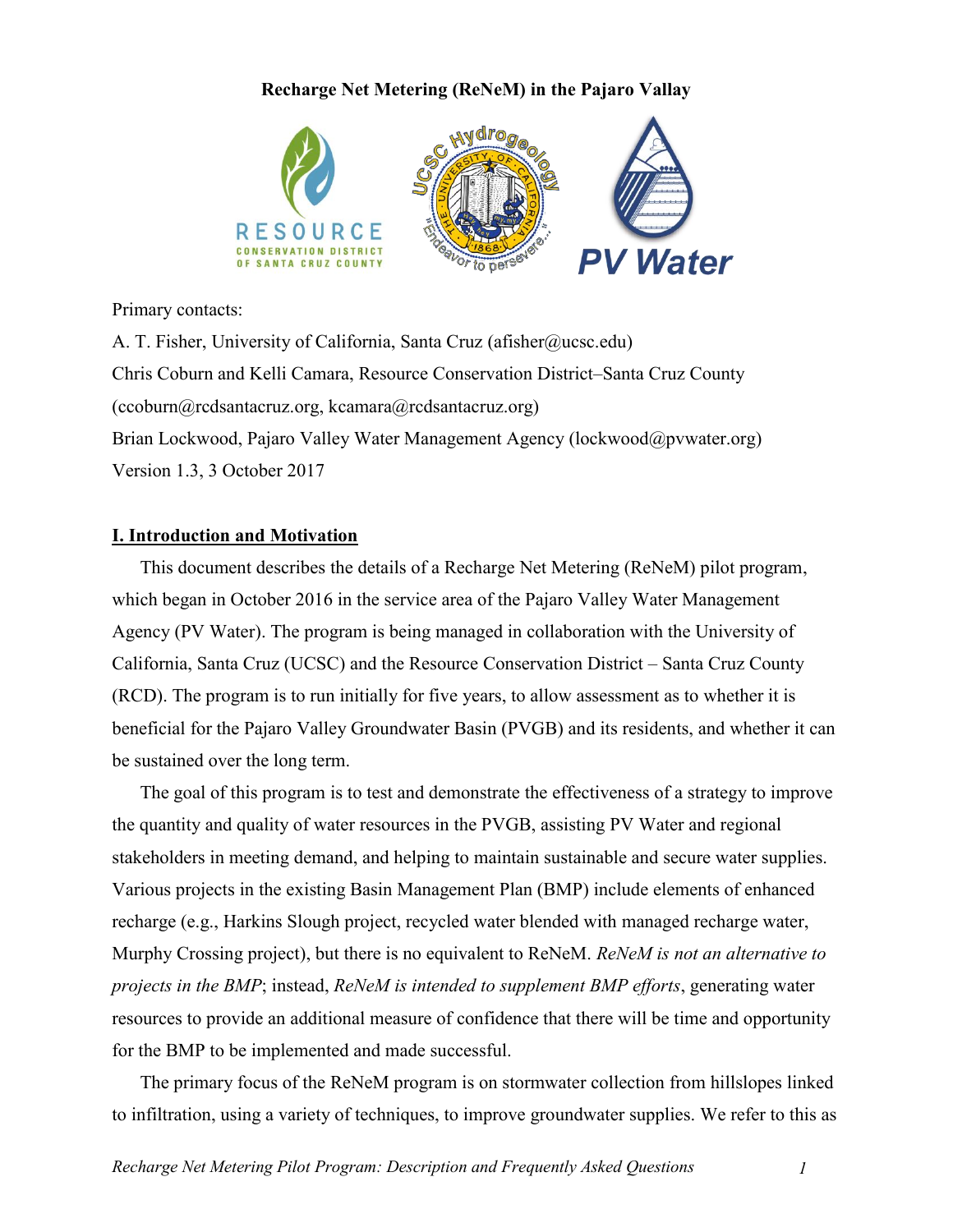**Recharge Net Metering (ReNeM) in the Pajaro Vallay**

Primary contacts:

A. T. Fisher, University of California, Santa Cruz (afisher@ucsc.edu)

Chris Coburn and Kelli Camara, Resource Conservation District–Santa Cruz County (ccoburn@rcdsantacruz.org, kcamara@rcdsantacruz.org)

Brian Lockwood, Pajaro Valley Water Management Agency (lockwood@pvwater.org)

Version 1.3, 3 October 2017

## I. Introduction and Motivation

This document describes the details of a Recharge Net Metering (ReNeM) pilot program, which began in October 2016 in the service area of the Pajaro Valley Water Management Agency (PV Water). The program is being managed in collaboration with the University of California, Santa Cruz (UCSC) and the Resource Conservation District – Santa Cruz County (RCD). The program is to run initially for five years, to allow assessment as to whether it is beneficial for the Pajaro Valley Groundwater Basin (PVGB) and its residents, and whether it can be sustained over the long term.

The goal of this program is to test and demonstrate the effectiveness of a strategy to improve the quantity and quality of water resources in the PVGB, assisting PV Water and regional stakeholders in meeting demand, and helping to maintain sustainable and secure water supplies. Various projects in the existing Basin Management Plan (BMP) include elements of enhanced recharge (e.g., Harkins Slough project, recycled water blended with managed recharge water, Murphy Crossing project), but there is no equivalent to ReNeM. *ReNeM is not an alternative to projects in the BMP*; instead, *ReNeM is intended to supplement BMP efforts*, generating water resources to provide an additional measure of confidence that there will be time and opportunity for the BMP to be implemented and made successful.

The primary focus of the ReNeM program is on stormwater collection from hillslopes linked to infiltration, using a variety of techniques, to improve groundwater supplies. We refer to this as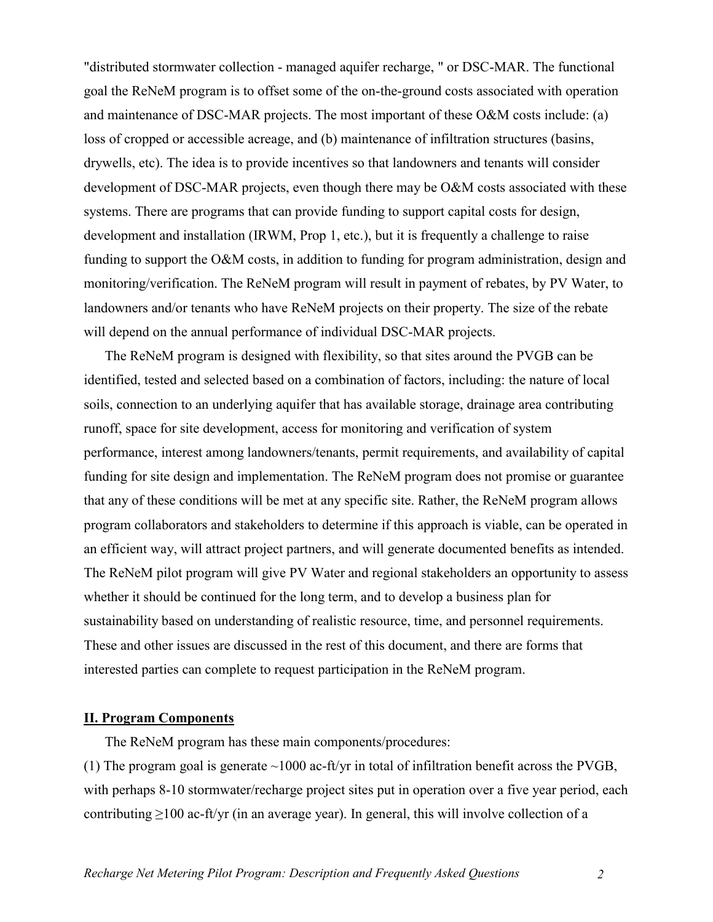"distributed stormwater collection - managed aquifer recharge, " or DSC-MAR. The functional goal the ReNeM program is to offset some of the on-the-ground costs associated with operation and maintenance of DSC-MAR projects. The most important of these O&M costs include: (a) loss of cropped or accessible acreage, and (b) maintenance of infiltration structures (basins, drywells, etc). The idea is to provide incentives so that landowners and tenants will consider development of DSC-MAR projects, even though there may be O&M costs associated with these systems. There are programs that can provide funding to support capital costs for design, development and installation (IRWM, Prop 1, etc.), but it is frequently a challenge to raise funding to support the O&M costs, in addition to funding for program administration, design and monitoring/verification. The ReNeM program will result in payment of rebates, by PV Water, to landowners and/or tenants who have ReNeM projects on their property. The size of the rebate will depend on the annual performance of individual DSC-MAR projects.

The ReNeM program is designed with flexibility, so that sites around the PVGB can be identified, tested and selected based on a combination of factors, including: the nature of local soils, connection to an underlying aquifer that has available storage, drainage area contributing runoff, space for site development, access for monitoring and verification of system performance, interest among landowners/tenants, permit requirements, and availability of capital funding for site design and implementation. The ReNeM program does not promise or guarantee that any of these conditions will be met at any specific site. Rather, the ReNeM program allows program collaborators and stakeholders to determine if this approach is viable, can be operated in an efficient way, will attract project partners, and will generate documented benefits as intended. The ReNeM pilot program will give PV Water and regional stakeholders an opportunity to assess whether it should be continued for the long term, and to develop a business plan for sustainability based on understanding of realistic resource, time, and personnel requirements. These and other issues are discussed in the rest of this document, and there are forms that interested parties can complete to request participation in the ReNeM program.

## II. Program Components

The ReNeM program has these main components/procedures:

(1) The program goal is generate ~1000 ac-ft/yr in total of infiltration benefit across the PVGB, with perhaps 8-10 stormwater/recharge project sites put in operation over a five year period, each contributing ≥100 ac-ft/yr (in an average year). In general, this will involve collection of a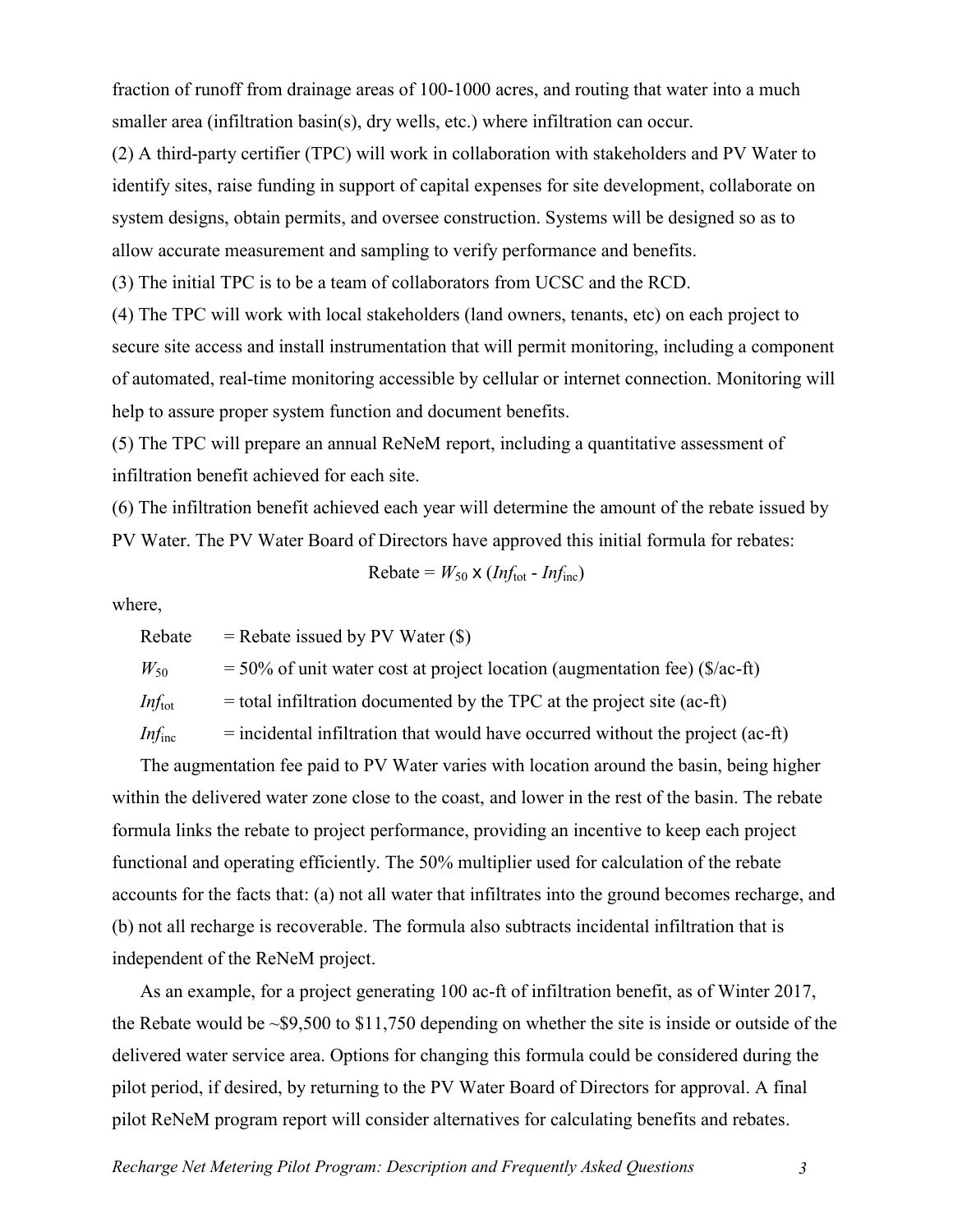fraction of runoff from drainage areas of 100-1000 acres, and routing that water into a much smaller area (infiltration basin(s), dry wells, etc.) where infiltration can occur.

(2) A third-party certifier (TPC) will work in collaboration with stakeholders and PV Water to identify sites, raise funding in support of capital expenses for site development, collaborate on system designs, obtain permits, and oversee construction. Systems will be designed so as to allow accurate measurement and sampling to verify performance and benefits.

(3) The initial TPC is to be a team of collaborators from UCSC and the RCD.

(4) The TPC will work with local stakeholders (land owners, tenants, etc) on each project to secure site access and install instrumentation that will permit monitoring, including a component of automated, real-time monitoring accessible by cellular or internet connection. Monitoring will help to assure proper system function and document benefits.

(5) The TPC will prepare an annual ReNeM report, including a quantitative assessment of infiltration benefit achieved for each site.

(6) The infiltration benefit achieved each year will determine the amount of the rebate issued by PV Water. The PV Water Board of Directors have approved this initial formula for rebates:

$$\text{Rebate} = W_{50} \times (Inf_{\text{tot}} - Inf_{\text{inc}})$$

where,

- Rebate = Rebate issued by PV Water ($)
- $W_{50}$ = 50% of unit water cost at project location (augmentation fee) ($/ac-ft)
- $Inf_{\text{tot}}$ = total infiltration documented by the TPC at the project site (ac-ft)
- $Inf_{\text{inc}}$ = incidental infiltration that would have occurred without the project (ac-ft)

The augmentation fee paid to PV Water varies with location around the basin, being higher within the delivered water zone close to the coast, and lower in the rest of the basin. The rebate formula links the rebate to project performance, providing an incentive to keep each project functional and operating efficiently. The 50% multiplier used for calculation of the rebate accounts for the facts that: (a) not all water that infiltrates into the ground becomes recharge, and (b) not all recharge is recoverable. The formula also subtracts incidental infiltration that is independent of the ReNeM project.

As an example, for a project generating 100 ac-ft of infiltration benefit, as of Winter 2017, the Rebate would be ~$9,500 to $11,750 depending on whether the site is inside or outside of the delivered water service area. Options for changing this formula could be considered during the pilot period, if desired, by returning to the PV Water Board of Directors for approval. A final pilot ReNeM program report will consider alternatives for calculating benefits and rebates.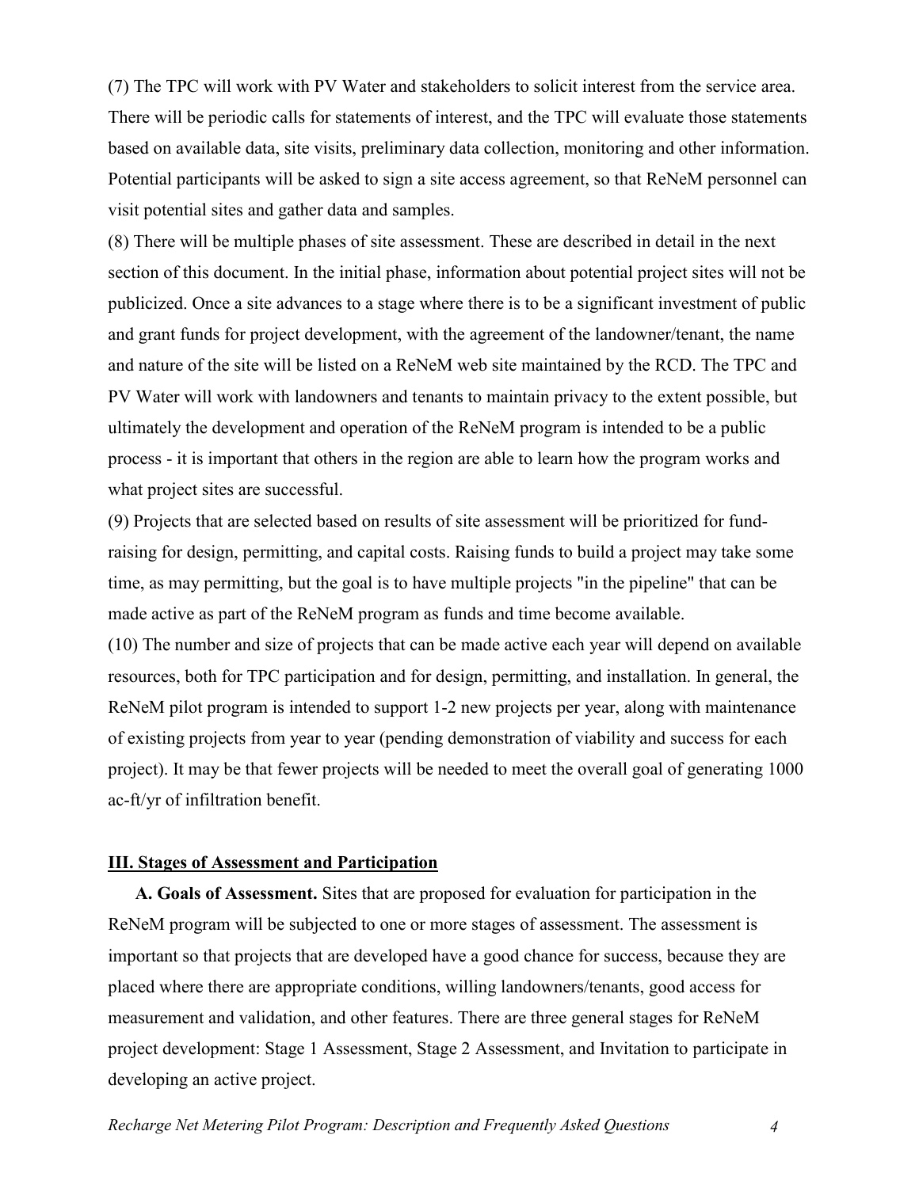(7) The TPC will work with PV Water and stakeholders to solicit interest from the service area. There will be periodic calls for statements of interest, and the TPC will evaluate those statements based on available data, site visits, preliminary data collection, monitoring and other information. Potential participants will be asked to sign a site access agreement, so that ReNeM personnel can visit potential sites and gather data and samples.

(8) There will be multiple phases of site assessment. These are described in detail in the next section of this document. In the initial phase, information about potential project sites will not be publicized. Once a site advances to a stage where there is to be a significant investment of public and grant funds for project development, with the agreement of the landowner/tenant, the name and nature of the site will be listed on a ReNeM web site maintained by the RCD. The TPC and PV Water will work with landowners and tenants to maintain privacy to the extent possible, but ultimately the development and operation of the ReNeM program is intended to be a public process - it is important that others in the region are able to learn how the program works and what project sites are successful.

(9) Projects that are selected based on results of site assessment will be prioritized for fund-raising for design, permitting, and capital costs. Raising funds to build a project may take some time, as may permitting, but the goal is to have multiple projects "in the pipeline" that can be made active as part of the ReNeM program as funds and time become available.

(10) The number and size of projects that can be made active each year will depend on available resources, both for TPC participation and for design, permitting, and installation. In general, the ReNeM pilot program is intended to support 1-2 new projects per year, along with maintenance of existing projects from year to year (pending demonstration of viability and success for each project). It may be that fewer projects will be needed to meet the overall goal of generating 1000 ac-ft/yr of infiltration benefit.

## III. Stages of Assessment and Participation

**A. Goals of Assessment.** Sites that are proposed for evaluation for participation in the ReNeM program will be subjected to one or more stages of assessment. The assessment is important so that projects that are developed have a good chance for success, because they are placed where there are appropriate conditions, willing landowners/tenants, good access for measurement and validation, and other features. There are three general stages for ReNeM project development: Stage 1 Assessment, Stage 2 Assessment, and Invitation to participate in developing an active project.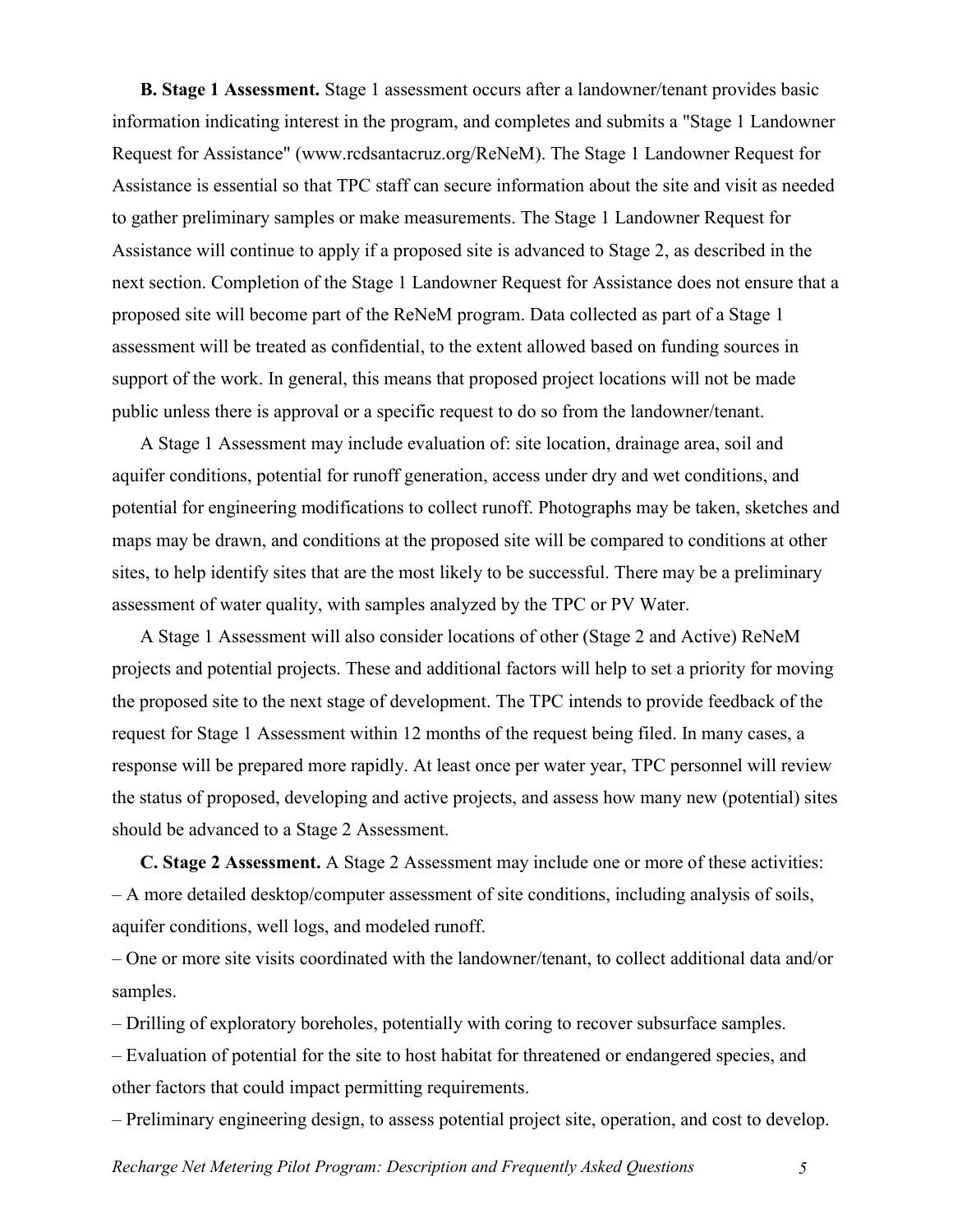**B. Stage 1 Assessment.** Stage 1 assessment occurs after a landowner/tenant provides basic information indicating interest in the program, and completes and submits a "Stage 1 Landowner Request for Assistance" (www.rcdsantacruz.org/ReNeM). The Stage 1 Landowner Request for Assistance is essential so that TPC staff can secure information about the site and visit as needed to gather preliminary samples or make measurements. The Stage 1 Landowner Request for Assistance will continue to apply if a proposed site is advanced to Stage 2, as described in the next section. Completion of the Stage 1 Landowner Request for Assistance does not ensure that a proposed site will become part of the ReNeM program. Data collected as part of a Stage 1 assessment will be treated as confidential, to the extent allowed based on funding sources in support of the work. In general, this means that proposed project locations will not be made public unless there is approval or a specific request to do so from the landowner/tenant.

A Stage 1 Assessment may include evaluation of: site location, drainage area, soil and aquifer conditions, potential for runoff generation, access under dry and wet conditions, and potential for engineering modifications to collect runoff. Photographs may be taken, sketches and maps may be drawn, and conditions at the proposed site will be compared to conditions at other sites, to help identify sites that are the most likely to be successful. There may be a preliminary assessment of water quality, with samples analyzed by the TPC or PV Water.

A Stage 1 Assessment will also consider locations of other (Stage 2 and Active) ReNeM projects and potential projects. These and additional factors will help to set a priority for moving the proposed site to the next stage of development. The TPC intends to provide feedback of the request for Stage 1 Assessment within 12 months of the request being filed. In many cases, a response will be prepared more rapidly. At least once per water year, TPC personnel will review the status of proposed, developing and active projects, and assess how many new (potential) sites should be advanced to a Stage 2 Assessment.

**C. Stage 2 Assessment.** A Stage 2 Assessment may include one or more of these activities:

– A more detailed desktop/computer assessment of site conditions, including analysis of soils, aquifer conditions, well logs, and modeled runoff.

– One or more site visits coordinated with the landowner/tenant, to collect additional data and/or samples.

– Drilling of exploratory boreholes, potentially with coring to recover subsurface samples.

– Evaluation of potential for the site to host habitat for threatened or endangered species, and other factors that could impact permitting requirements.

– Preliminary engineering design, to assess potential project site, operation, and cost to develop.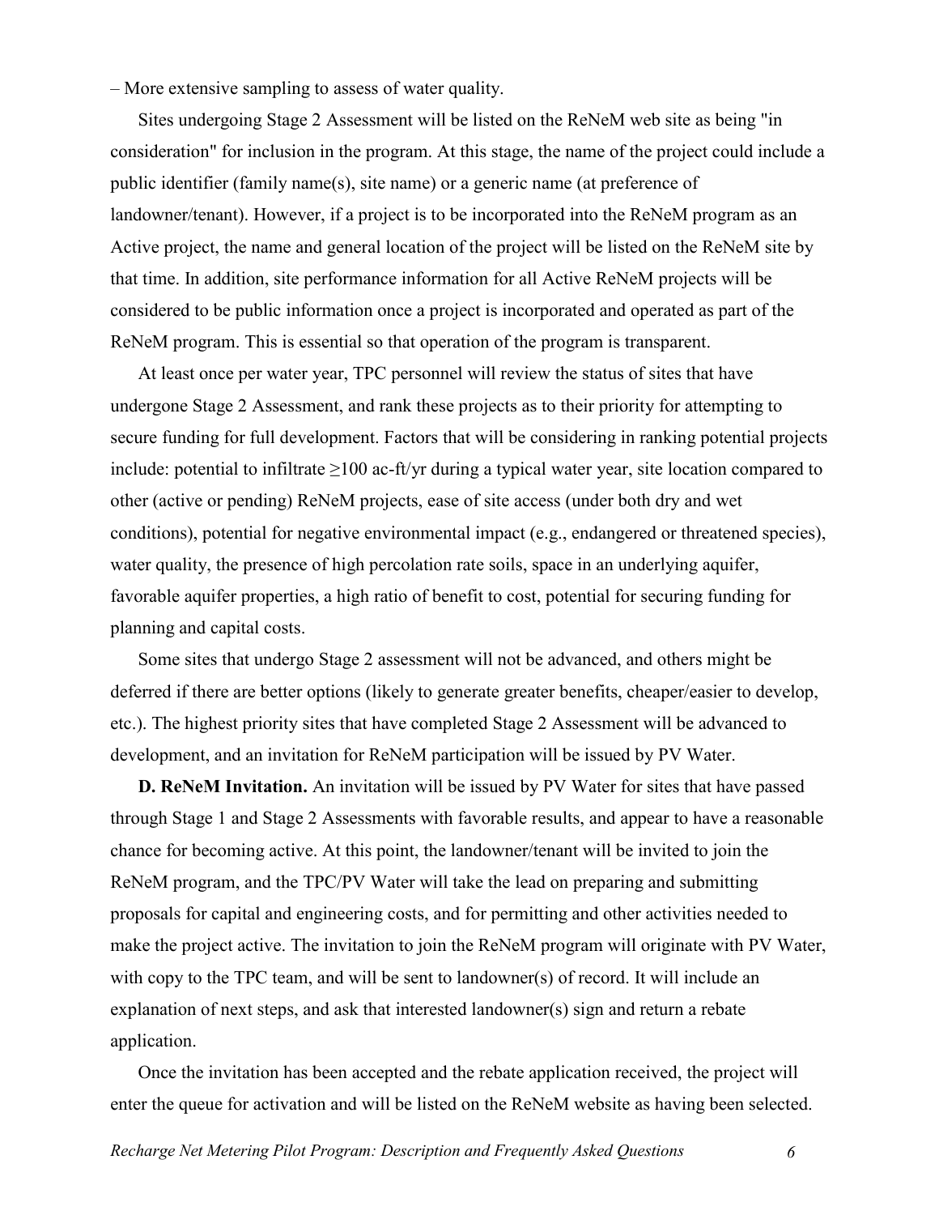– More extensive sampling to assess of water quality.

Sites undergoing Stage 2 Assessment will be listed on the ReNeM web site as being "in consideration" for inclusion in the program. At this stage, the name of the project could include a public identifier (family name(s), site name) or a generic name (at preference of landowner/tenant). However, if a project is to be incorporated into the ReNeM program as an Active project, the name and general location of the project will be listed on the ReNeM site by that time. In addition, site performance information for all Active ReNeM projects will be considered to be public information once a project is incorporated and operated as part of the ReNeM program. This is essential so that operation of the program is transparent.

At least once per water year, TPC personnel will review the status of sites that have undergone Stage 2 Assessment, and rank these projects as to their priority for attempting to secure funding for full development. Factors that will be considering in ranking potential projects include: potential to infiltrate ≥100 ac-ft/yr during a typical water year, site location compared to other (active or pending) ReNeM projects, ease of site access (under both dry and wet conditions), potential for negative environmental impact (e.g., endangered or threatened species), water quality, the presence of high percolation rate soils, space in an underlying aquifer, favorable aquifer properties, a high ratio of benefit to cost, potential for securing funding for planning and capital costs.

Some sites that undergo Stage 2 assessment will not be advanced, and others might be deferred if there are better options (likely to generate greater benefits, cheaper/easier to develop, etc.). The highest priority sites that have completed Stage 2 Assessment will be advanced to development, and an invitation for ReNeM participation will be issued by PV Water.

**D. ReNeM Invitation.** An invitation will be issued by PV Water for sites that have passed through Stage 1 and Stage 2 Assessments with favorable results, and appear to have a reasonable chance for becoming active. At this point, the landowner/tenant will be invited to join the ReNeM program, and the TPC/PV Water will take the lead on preparing and submitting proposals for capital and engineering costs, and for permitting and other activities needed to make the project active. The invitation to join the ReNeM program will originate with PV Water, with copy to the TPC team, and will be sent to landowner(s) of record. It will include an explanation of next steps, and ask that interested landowner(s) sign and return a rebate application.

Once the invitation has been accepted and the rebate application received, the project will enter the queue for activation and will be listed on the ReNeM website as having been selected.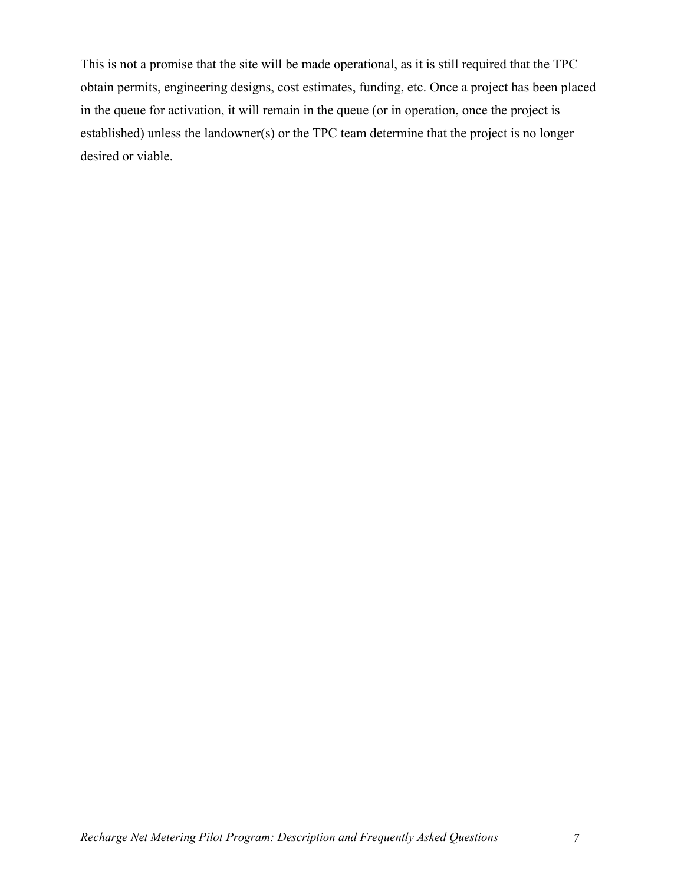This is not a promise that the site will be made operational, as it is still required that the TPC obtain permits, engineering designs, cost estimates, funding, etc. Once a project has been placed in the queue for activation, it will remain in the queue (or in operation, once the project is established) unless the landowner(s) or the TPC team determine that the project is no longer desired or viable.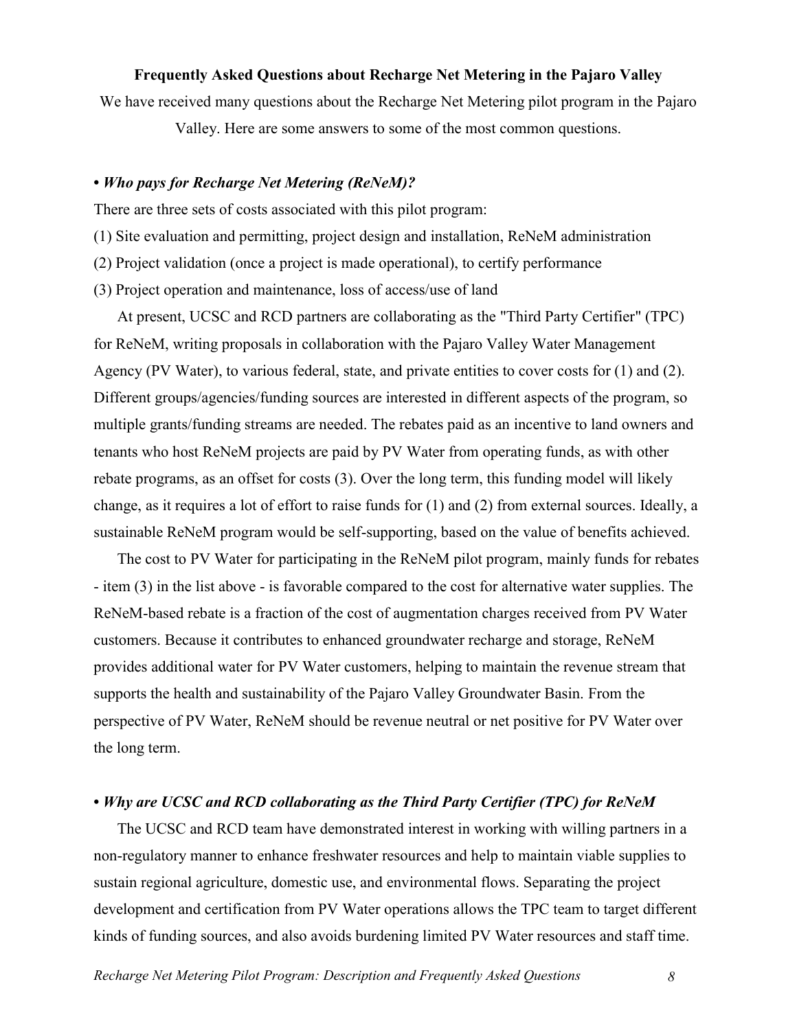### Frequently Asked Questions about Recharge Net Metering in the Pajaro Valley

We have received many questions about the Recharge Net Metering pilot program in the Pajaro Valley. Here are some answers to some of the most common questions.

**• *Who pays for Recharge Net Metering (ReNeM)?***

There are three sets of costs associated with this pilot program:

(1) Site evaluation and permitting, project design and installation, ReNeM administration

(2) Project validation (once a project is made operational), to certify performance

(3) Project operation and maintenance, loss of access/use of land

At present, UCSC and RCD partners are collaborating as the "Third Party Certifier" (TPC) for ReNeM, writing proposals in collaboration with the Pajaro Valley Water Management Agency (PV Water), to various federal, state, and private entities to cover costs for (1) and (2). Different groups/agencies/funding sources are interested in different aspects of the program, so multiple grants/funding streams are needed. The rebates paid as an incentive to land owners and tenants who host ReNeM projects are paid by PV Water from operating funds, as with other rebate programs, as an offset for costs (3). Over the long term, this funding model will likely change, as it requires a lot of effort to raise funds for (1) and (2) from external sources. Ideally, a sustainable ReNeM program would be self-supporting, based on the value of benefits achieved.

The cost to PV Water for participating in the ReNeM pilot program, mainly funds for rebates - item (3) in the list above - is favorable compared to the cost for alternative water supplies. The ReNeM-based rebate is a fraction of the cost of augmentation charges received from PV Water customers. Because it contributes to enhanced groundwater recharge and storage, ReNeM provides additional water for PV Water customers, helping to maintain the revenue stream that supports the health and sustainability of the Pajaro Valley Groundwater Basin. From the perspective of PV Water, ReNeM should be revenue neutral or net positive for PV Water over the long term.

**• *Why are UCSC and RCD collaborating as the Third Party Certifier (TPC) for ReNeM***

The UCSC and RCD team have demonstrated interest in working with willing partners in a non-regulatory manner to enhance freshwater resources and help to maintain viable supplies to sustain regional agriculture, domestic use, and environmental flows. Separating the project development and certification from PV Water operations allows the TPC team to target different kinds of funding sources, and also avoids burdening limited PV Water resources and staff time.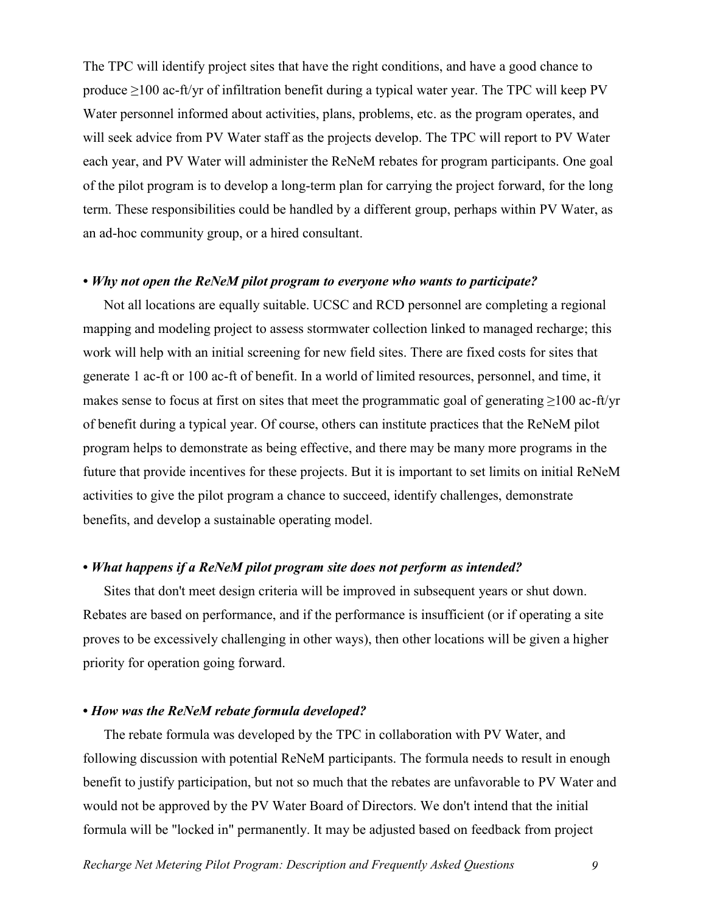The TPC will identify project sites that have the right conditions, and have a good chance to produce ≥100 ac-ft/yr of infiltration benefit during a typical water year. The TPC will keep PV Water personnel informed about activities, plans, problems, etc. as the program operates, and will seek advice from PV Water staff as the projects develop. The TPC will report to PV Water each year, and PV Water will administer the ReNeM rebates for program participants. One goal of the pilot program is to develop a long-term plan for carrying the project forward, for the long term. These responsibilities could be handled by a different group, perhaps within PV Water, as an ad-hoc community group, or a hired consultant.

**• *Why not open the ReNeM pilot program to everyone who wants to participate?***

Not all locations are equally suitable. UCSC and RCD personnel are completing a regional mapping and modeling project to assess stormwater collection linked to managed recharge; this work will help with an initial screening for new field sites. There are fixed costs for sites that generate 1 ac-ft or 100 ac-ft of benefit. In a world of limited resources, personnel, and time, it makes sense to focus at first on sites that meet the programmatic goal of generating ≥100 ac-ft/yr of benefit during a typical year. Of course, others can institute practices that the ReNeM pilot program helps to demonstrate as being effective, and there may be many more programs in the future that provide incentives for these projects. But it is important to set limits on initial ReNeM activities to give the pilot program a chance to succeed, identify challenges, demonstrate benefits, and develop a sustainable operating model.

**• *What happens if a ReNeM pilot program site does not perform as intended?***

Sites that don't meet design criteria will be improved in subsequent years or shut down. Rebates are based on performance, and if the performance is insufficient (or if operating a site proves to be excessively challenging in other ways), then other locations will be given a higher priority for operation going forward.

**• *How was the ReNeM rebate formula developed?***

The rebate formula was developed by the TPC in collaboration with PV Water, and following discussion with potential ReNeM participants. The formula needs to result in enough benefit to justify participation, but not so much that the rebates are unfavorable to PV Water and would not be approved by the PV Water Board of Directors. We don't intend that the initial formula will be "locked in" permanently. It may be adjusted based on feedback from project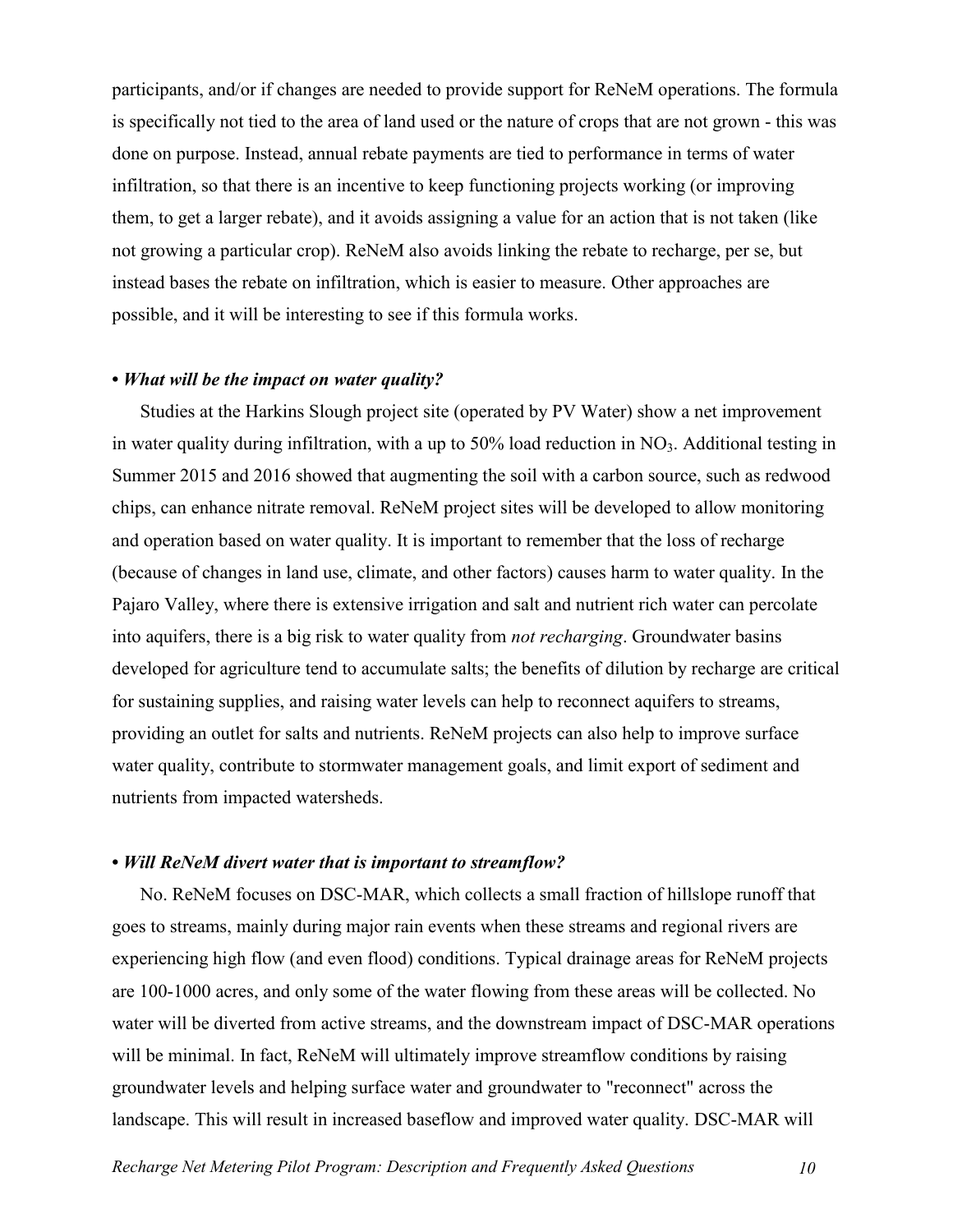participants, and/or if changes are needed to provide support for ReNeM operations. The formula is specifically not tied to the area of land used or the nature of crops that are not grown - this was done on purpose. Instead, annual rebate payments are tied to performance in terms of water infiltration, so that there is an incentive to keep functioning projects working (or improving them, to get a larger rebate), and it avoids assigning a value for an action that is not taken (like not growing a particular crop). ReNeM also avoids linking the rebate to recharge, per se, but instead bases the rebate on infiltration, which is easier to measure. Other approaches are possible, and it will be interesting to see if this formula works.

**• *What will be the impact on water quality?***

Studies at the Harkins Slough project site (operated by PV Water) show a net improvement in water quality during infiltration, with a up to 50% load reduction in $NO_3$. Additional testing in Summer 2015 and 2016 showed that augmenting the soil with a carbon source, such as redwood chips, can enhance nitrate removal. ReNeM project sites will be developed to allow monitoring and operation based on water quality. It is important to remember that the loss of recharge (because of changes in land use, climate, and other factors) causes harm to water quality. In the Pajaro Valley, where there is extensive irrigation and salt and nutrient rich water can percolate into aquifers, there is a big risk to water quality from *not recharging*. Groundwater basins developed for agriculture tend to accumulate salts; the benefits of dilution by recharge are critical for sustaining supplies, and raising water levels can help to reconnect aquifers to streams, providing an outlet for salts and nutrients. ReNeM projects can also help to improve surface water quality, contribute to stormwater management goals, and limit export of sediment and nutrients from impacted watersheds.

**• *Will ReNeM divert water that is important to streamflow?***

No. ReNeM focuses on DSC-MAR, which collects a small fraction of hillslope runoff that goes to streams, mainly during major rain events when these streams and regional rivers are experiencing high flow (and even flood) conditions. Typical drainage areas for ReNeM projects are 100-1000 acres, and only some of the water flowing from these areas will be collected. No water will be diverted from active streams, and the downstream impact of DSC-MAR operations will be minimal. In fact, ReNeM will ultimately improve streamflow conditions by raising groundwater levels and helping surface water and groundwater to "reconnect" across the landscape. This will result in increased baseflow and improved water quality. DSC-MAR will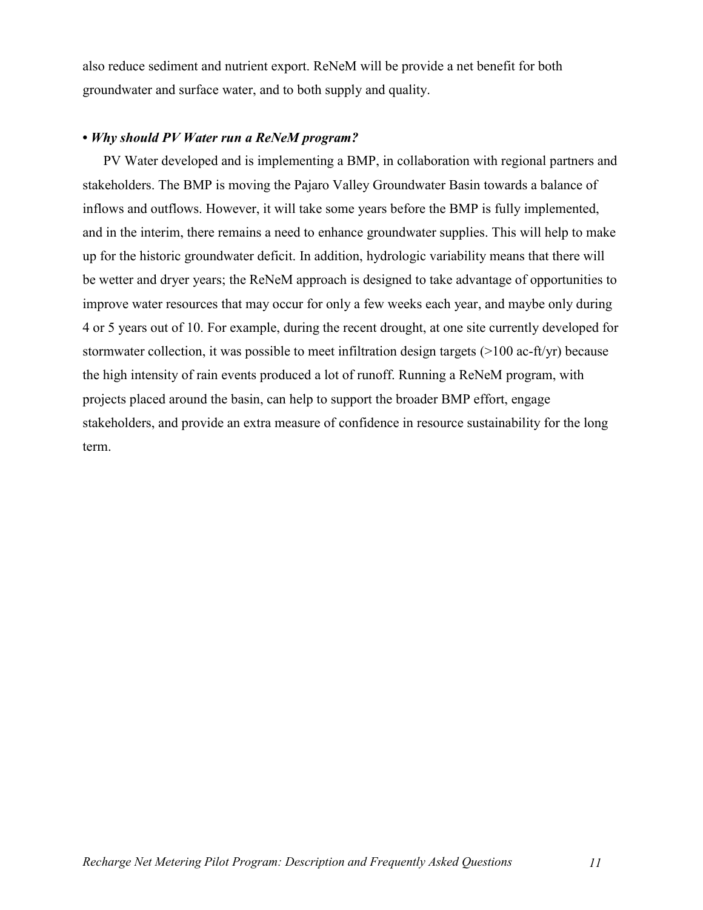also reduce sediment and nutrient export. ReNeM will be provide a net benefit for both groundwater and surface water, and to both supply and quality.

**• *Why should PV Water run a ReNeM program?***

PV Water developed and is implementing a BMP, in collaboration with regional partners and stakeholders. The BMP is moving the Pajaro Valley Groundwater Basin towards a balance of inflows and outflows. However, it will take some years before the BMP is fully implemented, and in the interim, there remains a need to enhance groundwater supplies. This will help to make up for the historic groundwater deficit. In addition, hydrologic variability means that there will be wetter and dryer years; the ReNeM approach is designed to take advantage of opportunities to improve water resources that may occur for only a few weeks each year, and maybe only during 4 or 5 years out of 10. For example, during the recent drought, at one site currently developed for stormwater collection, it was possible to meet infiltration design targets (>100 ac-ft/yr) because the high intensity of rain events produced a lot of runoff. Running a ReNeM program, with projects placed around the basin, can help to support the broader BMP effort, engage stakeholders, and provide an extra measure of confidence in resource sustainability for the long term.